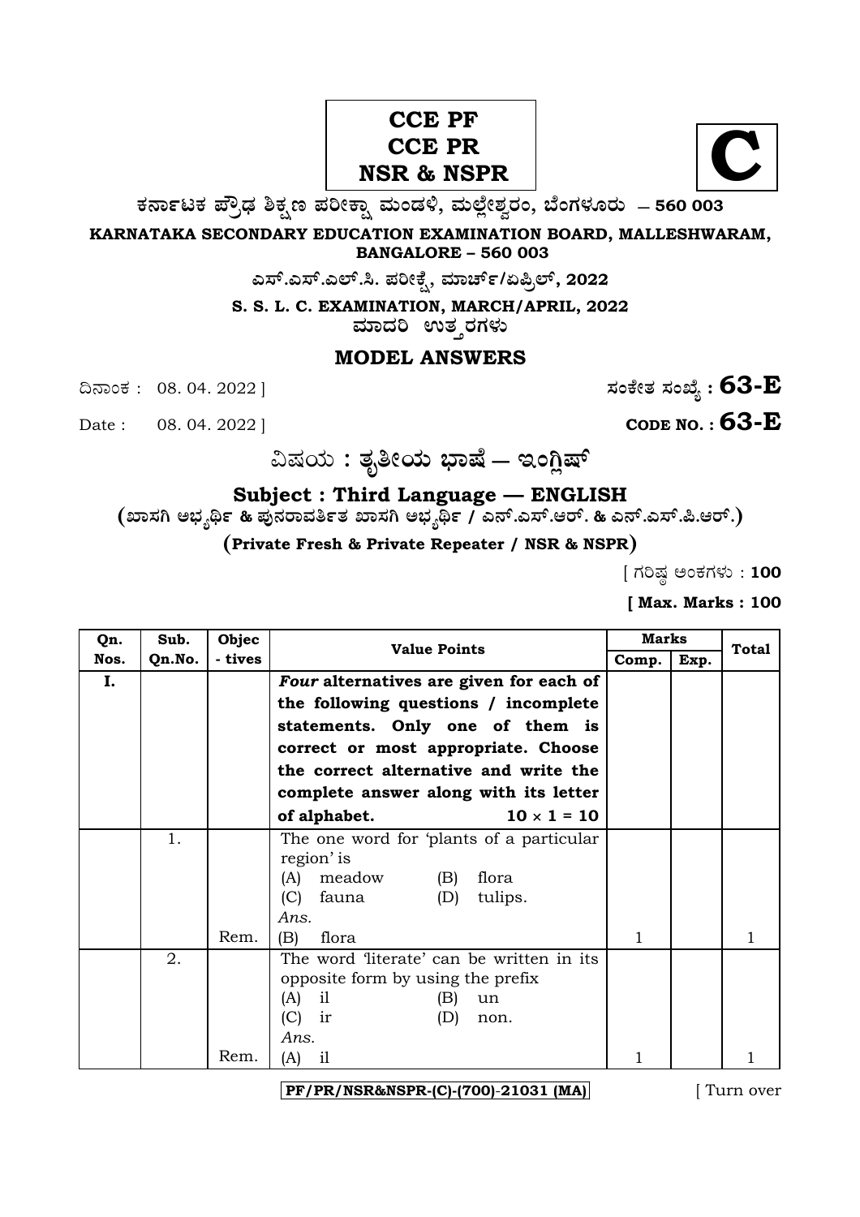**CCE PF**
**CCE PR**
**NSR & NSPR**

**C**

**ಕರ್ನಾಟಕ ಪ್ರೌಢ ಶಿಕ್ಷಣ ಪರೀಕ್ಷಾ ಮಂಡಳಿ, ಮಲ್ಲೇಶ್ವರಂ, ಬೆಂಗಳೂರು — 560 003**

**KARNATAKA SECONDARY EDUCATION EXAMINATION BOARD, MALLESHWARAM, BANGALORE – 560 003**

**ಎಸ್.ಎಸ್.ಎಲ್.ಸಿ. ಪರೀಕ್ಷೆ, ಮಾರ್ಚ್/ಏಪ್ರಿಲ್, 2022**

**S. S. L. C. EXAMINATION, MARCH/APRIL, 2022**

**ಮಾದರಿ ಉತ್ತರಗಳು**

## MODEL ANSWERS

ದಿನಾಂಕ : 08. 04. 2022 ] **ಸಂಕೇತ ಸಂಖ್ಯೆ : 63-E**

Date : 08. 04. 2022 ] **CODE NO. : 63-E**

**ವಿಷಯ : ತೃತೀಯ ಭಾಷೆ — ಇಂಗ್ಲಿಷ್**

**Subject : Third Language — ENGLISH**

**(ಖಾಸಗಿ ಅಭ್ಯರ್ಥಿ & ಪುನರಾವರ್ತಿತ ಖಾಸಗಿ ಅಭ್ಯರ್ಥಿ / ಎನ್.ಎಸ್.ಆರ್. & ಎನ್.ಎಸ್.ಪಿ.ಆರ್.)**

**(Private Fresh & Private Repeater / NSR & NSPR)**

[ ಗರಿಷ್ಠ ಅಂಕಗಳು : **100**

**[ Max. Marks : 100**

| Qn. Nos. | Sub. Qn.No. | Objec - tives | Value Points | Marks | | Total |
|---|---|---|---|---|---|---|
| | | | | Comp. | Exp. | |
| I. | | | ***Four*** **alternatives are given for each of the following questions / incomplete statements. Only one of them is correct or most appropriate. Choose the correct alternative and write the complete answer along with its letter of alphabet.** **10 × 1 = 10** | | | |
| | 1. | | The one word for 'plants of a particular region' is<br>(A) meadow (B) flora<br>(C) fauna (D) tulips.<br>*Ans.* | | | |
| | | Rem. | (B) flora | 1 | | 1 |
| | 2. | | The word 'literate' can be written in its opposite form by using the prefix<br>(A) il (B) un<br>(C) ir (D) non.<br>*Ans.* | | | |
| | | Rem. | (A) il | 1 | | 1 |

PF/PR/NSR&NSPR-(C)-(700)-21031 (MA)

[ Turn over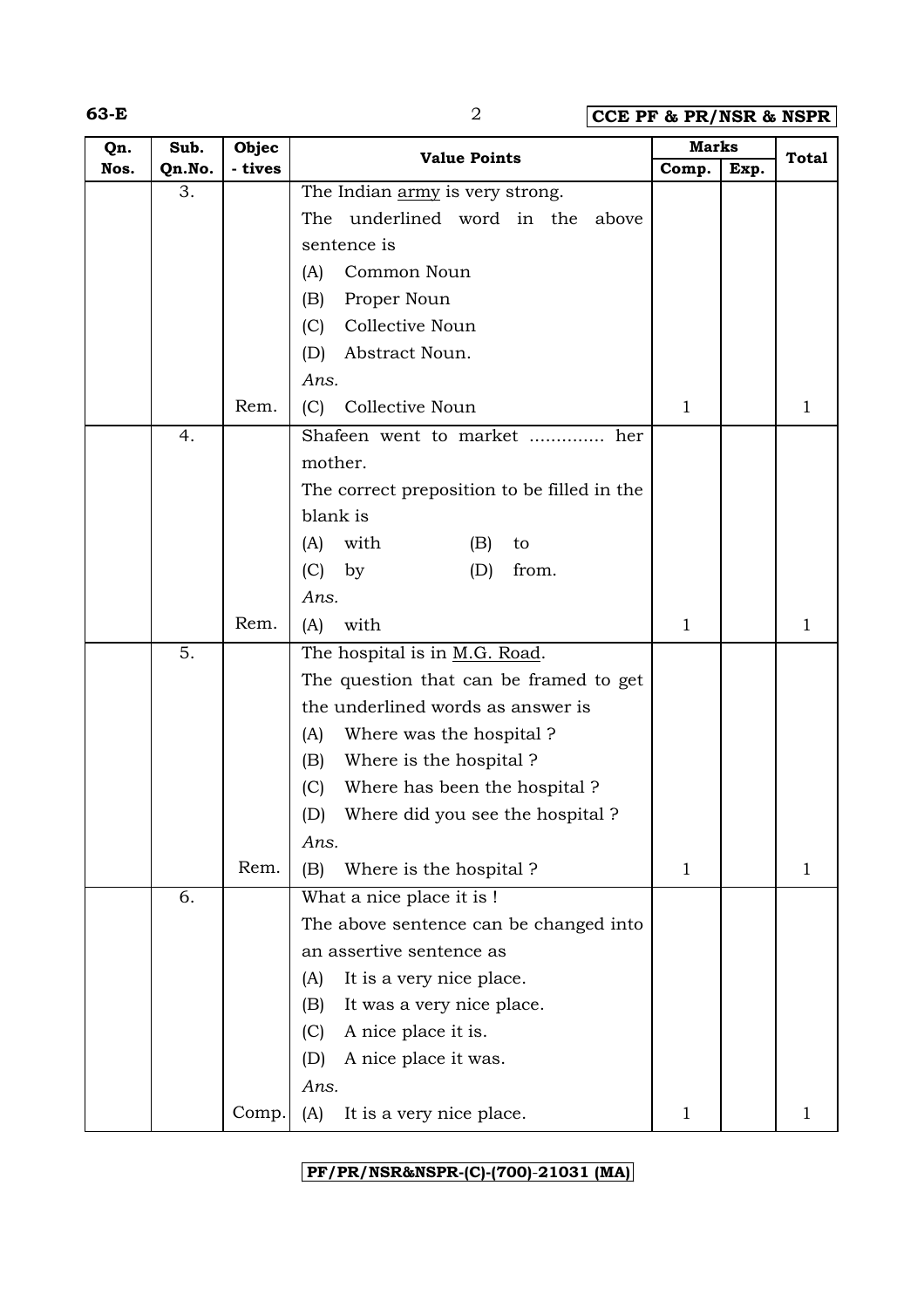| Qn. Nos. | Sub. Qn.No. | Objec - tives | Value Points | Marks | | Total |
|---|---|---|---|---|---|---|
| | | | | Comp. | Exp. | |
| | 3. | | The Indian <u>army</u> is very strong.<br>The underlined word in the above sentence is<br>(A) Common Noun<br>(B) Proper Noun<br>(C) Collective Noun<br>(D) Abstract Noun.<br>*Ans.* | | | |
| | | Rem. | (C) Collective Noun | 1 | | 1 |
| | 4. | | Shafeen went to market .............. her mother.<br>The correct preposition to be filled in the blank is<br>(A) with (B) to<br>(C) by (D) from.<br>*Ans.* | | | |
| | | Rem. | (A) with | 1 | | 1 |
| | 5. | | The hospital is in <u>M.G. Road</u>.<br>The question that can be framed to get the underlined words as answer is<br>(A) Where was the hospital ?<br>(B) Where is the hospital ?<br>(C) Where has been the hospital ?<br>(D) Where did you see the hospital ?<br>*Ans.* | | | |
| | | Rem. | (B) Where is the hospital ? | 1 | | 1 |
| | 6. | | What a nice place it is !<br>The above sentence can be changed into an assertive sentence as<br>(A) It is a very nice place.<br>(B) It was a very nice place.<br>(C) A nice place it is.<br>(D) A nice place it was.<br>*Ans.* | | | |
| | | Comp. | (A) It is a very nice place. | 1 | | 1 |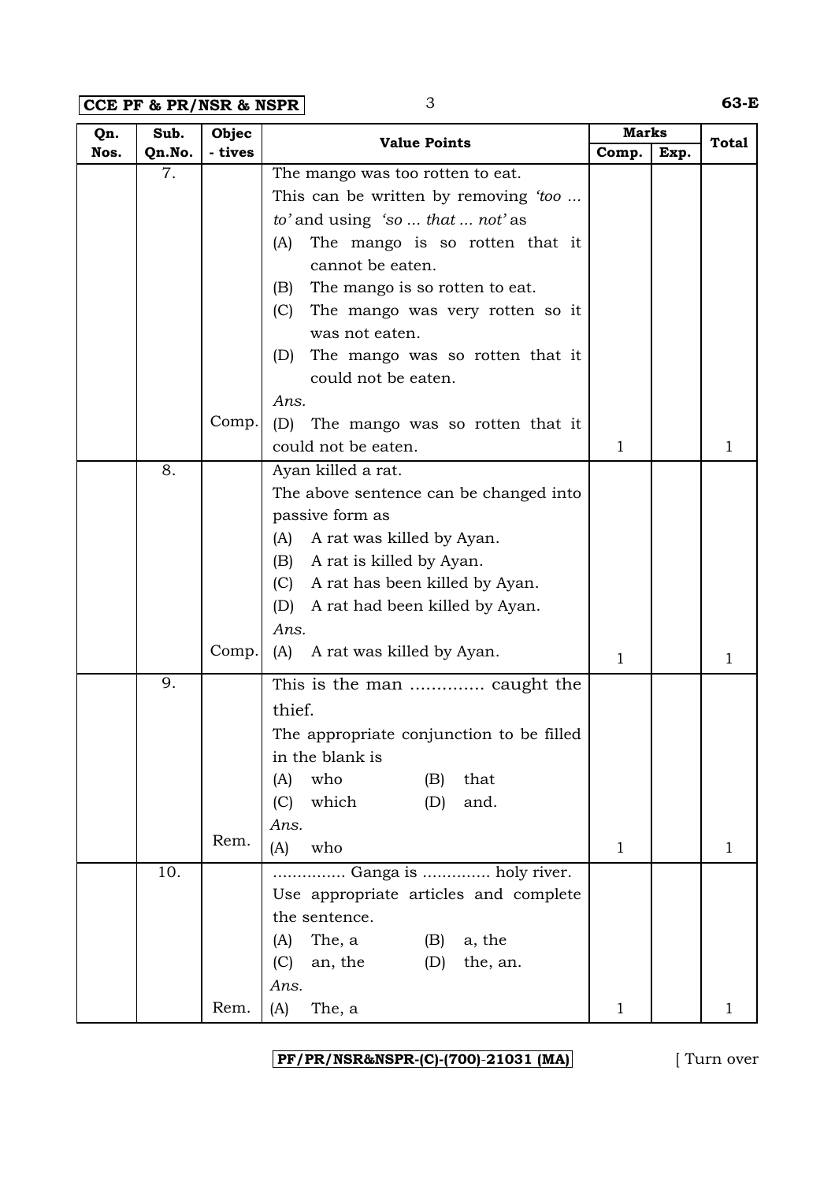| Qn. Nos. | Sub. Qn.No. | Objec - tives | Value Points | Marks | | Total |
|---|---|---|---|---|---|---|
| | | | | Comp. | Exp. | |
| | 7. | | The mango was too rotten to eat. This can be written by removing *'too ... to'* and using *'so ... that ... not'* as (A) The mango is so rotten that it cannot be eaten. (B) The mango is so rotten to eat. (C) The mango was very rotten so it was not eaten. (D) The mango was so rotten that it could not be eaten. *Ans.* | | | |
| | | Comp. | (D) The mango was so rotten that it could not be eaten. | 1 | | 1 |
| | 8. | | Ayan killed a rat. The above sentence can be changed into passive form as (A) A rat was killed by Ayan. (B) A rat is killed by Ayan. (C) A rat has been killed by Ayan. (D) A rat had been killed by Ayan. *Ans.* | | | |
| | | Comp. | (A) A rat was killed by Ayan. | 1 | | 1 |
| | 9. | | This is the man .............. caught the thief. The appropriate conjunction to be filled in the blank is (A) who (B) that (C) which (D) and. *Ans.* | | | |
| | | Rem. | (A) who | 1 | | 1 |
| | 10. | | .............. Ganga is .............. holy river. Use appropriate articles and complete the sentence. (A) The, a (B) a, the (C) an, the (D) the, an. *Ans.* | | | |
| | | Rem. | (A) The, a | 1 | | 1 |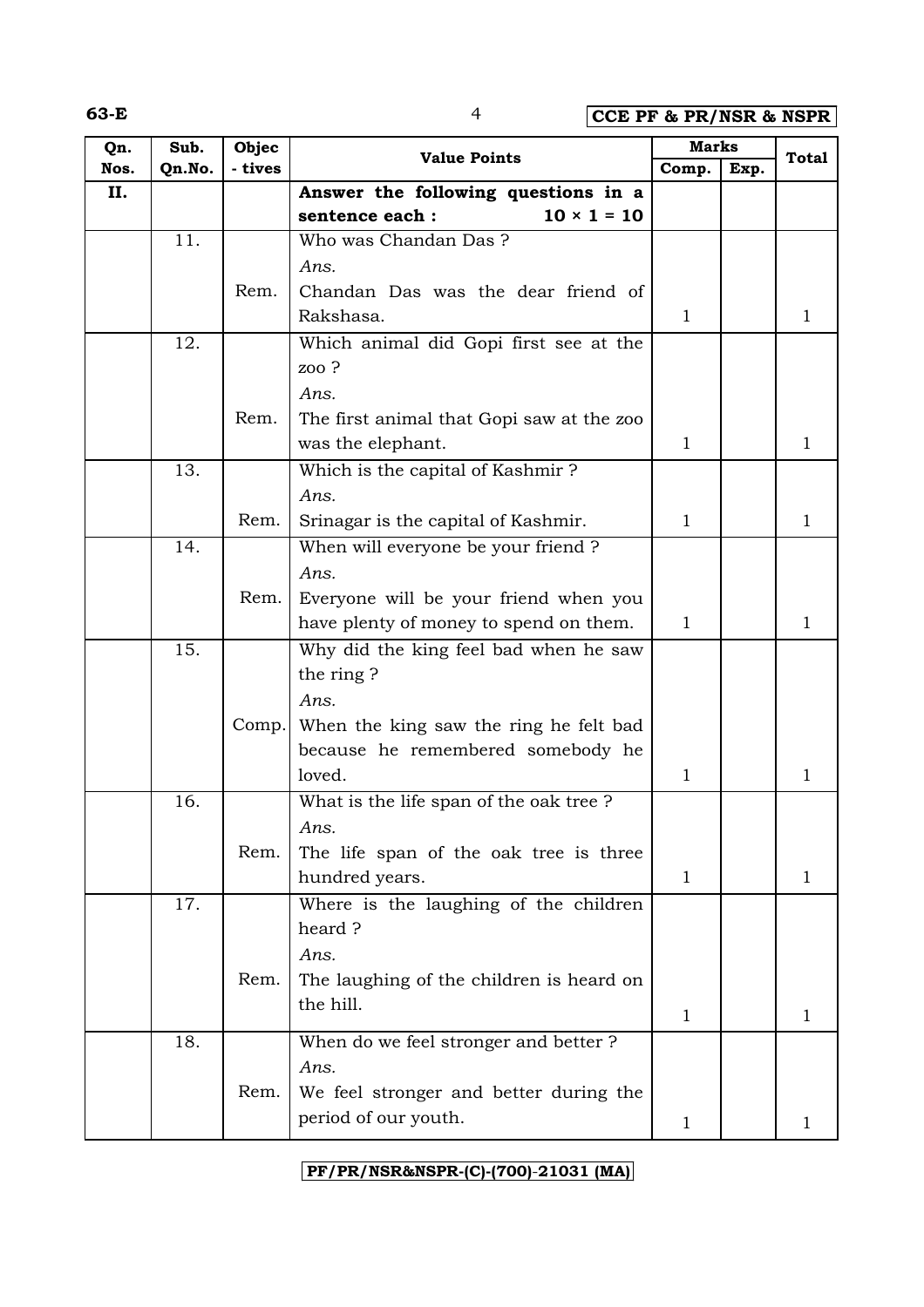| Qn. Nos. | Sub. Qn.No. | Objec - tives | Value Points | Marks | | Total |
|---|---|---|---|---|---|---|
| | | | | Comp. | Exp. | |
| II. | | | **Answer the following questions in a sentence each : 10 × 1 = 10** | | | |
| | 11. | Rem. | Who was Chandan Das ?<br>*Ans.*<br>Chandan Das was the dear friend of Rakshasa. | 1 | | 1 |
| | 12. | Rem. | Which animal did Gopi first see at the zoo ?<br>*Ans.*<br>The first animal that Gopi saw at the zoo was the elephant. | 1 | | 1 |
| | 13. | Rem. | Which is the capital of Kashmir ?<br>*Ans.*<br>Srinagar is the capital of Kashmir. | 1 | | 1 |
| | 14. | Rem. | When will everyone be your friend ?<br>*Ans.*<br>Everyone will be your friend when you have plenty of money to spend on them. | 1 | | 1 |
| | 15. | Comp. | Why did the king feel bad when he saw the ring ?<br>*Ans.*<br>When the king saw the ring he felt bad because he remembered somebody he loved. | 1 | | 1 |
| | 16. | Rem. | What is the life span of the oak tree ?<br>*Ans.*<br>The life span of the oak tree is three hundred years. | 1 | | 1 |
| | 17. | Rem. | Where is the laughing of the children heard ?<br>*Ans.*<br>The laughing of the children is heard on the hill. | 1 | | 1 |
| | 18. | Rem. | When do we feel stronger and better ?<br>*Ans.*<br>We feel stronger and better during the period of our youth. | 1 | | 1 |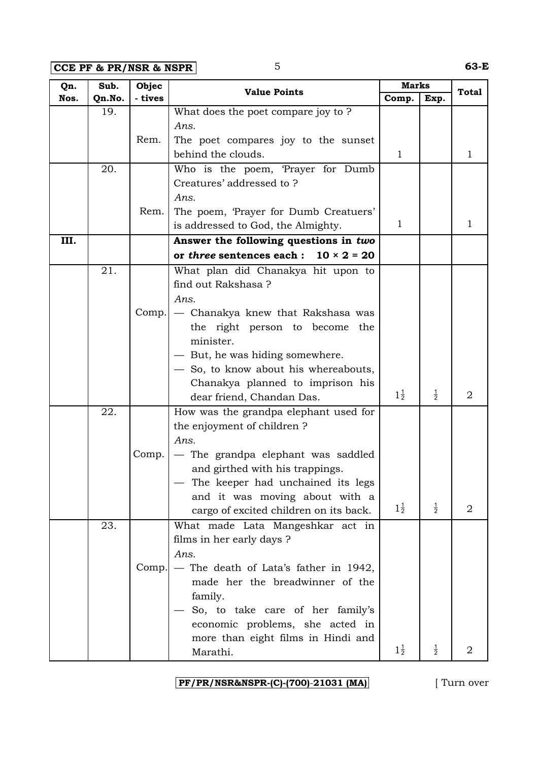| Qn. Nos. | Sub. Qn.No. | Objec - tives | Value Points | Marks | | Total |
|---|---|---|---|---|---|---|
| | | | | Comp. | Exp. | |
| | 19. | Rem. | What does the poet compare joy to ? *Ans.* The poet compares joy to the sunset behind the clouds. | 1 | | 1 |
| | 20. | Rem. | Who is the poem, 'Prayer for Dumb Creatures' addressed to ? *Ans.* The poem, 'Prayer for Dumb Creatuers' is addressed to God, the Almighty. | 1 | | 1 |
| **III.** | | | **Answer the following questions in *two* or *three* sentences each : 10 × 2 = 20** | | | |
| | 21. | Comp. | What plan did Chanakya hit upon to find out Rakshasa ? *Ans.* — Chanakya knew that Rakshasa was the right person to become the minister. — But, he was hiding somewhere. — So, to know about his whereabouts, Chanakya planned to imprison his dear friend, Chandan Das. | $1\frac{1}{2}$ | $\frac{1}{2}$ | 2 |
| | 22. | Comp. | How was the grandpa elephant used for the enjoyment of children ? *Ans.* — The grandpa elephant was saddled and girthed with his trappings. — The keeper had unchained its legs and it was moving about with a cargo of excited children on its back. | $1\frac{1}{2}$ | $\frac{1}{2}$ | 2 |
| | 23. | Comp. | What made Lata Mangeshkar act in films in her early days ? *Ans.* — The death of Lata's father in 1942, made her the breadwinner of the family. — So, to take care of her family's economic problems, she acted in more than eight films in Hindi and Marathi. | $1\frac{1}{2}$ | $\frac{1}{2}$ | 2 |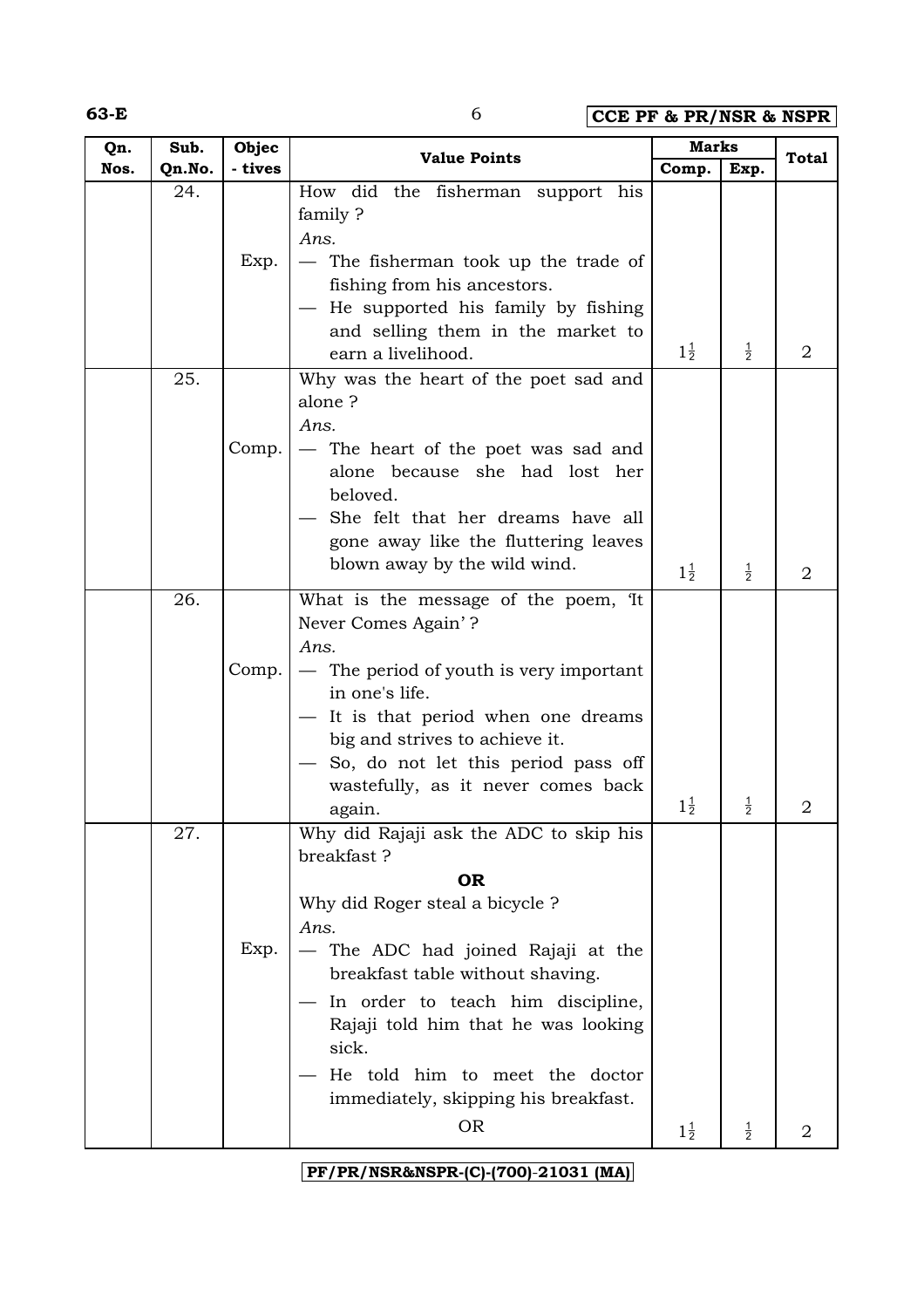| Qn. Nos. | Sub. Qn.No. | Objec - tives | Value Points | Marks | | Total |
|---|---|---|---|---|---|---|
| | | | | Comp. | Exp. | |
| | 24. | Exp. | How did the fisherman support his family ? *Ans.* — The fisherman took up the trade of fishing from his ancestors. — He supported his family by fishing and selling them in the market to earn a livelihood. | $1\frac{1}{2}$ | $\frac{1}{2}$ | 2 |
| | 25. | Comp. | Why was the heart of the poet sad and alone ? *Ans.* — The heart of the poet was sad and alone because she had lost her beloved. — She felt that her dreams have all gone away like the fluttering leaves blown away by the wild wind. | $1\frac{1}{2}$ | $\frac{1}{2}$ | 2 |
| | 26. | Comp. | What is the message of the poem, 'It Never Comes Again' ? *Ans.* — The period of youth is very important in one's life. — It is that period when one dreams big and strives to achieve it. — So, do not let this period pass off wastefully, as it never comes back again. | $1\frac{1}{2}$ | $\frac{1}{2}$ | 2 |
| | 27. | Exp. | Why did Rajaji ask the ADC to skip his breakfast ? **OR** Why did Roger steal a bicycle ? *Ans.* — The ADC had joined Rajaji at the breakfast table without shaving. — In order to teach him discipline, Rajaji told him that he was looking sick. — He told him to meet the doctor immediately, skipping his breakfast. OR | $1\frac{1}{2}$ | $\frac{1}{2}$ | 2 |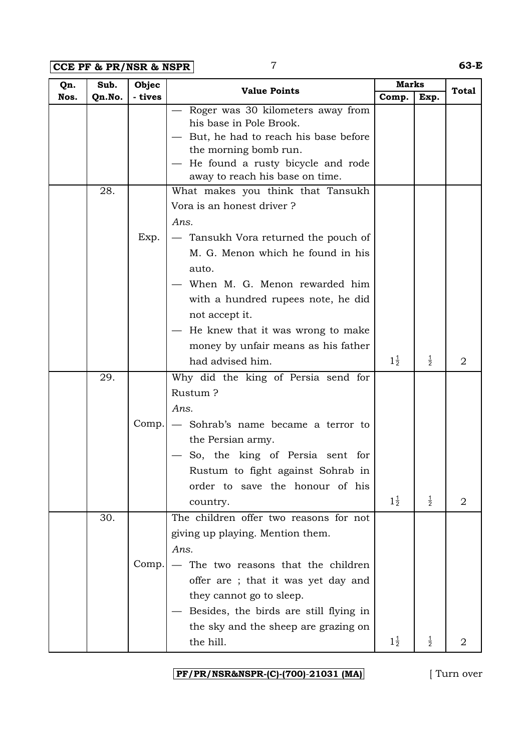| Qn. Nos. | Sub. Qn.No. | Objec - tives | Value Points | Marks | | Total |
|---|---|---|---|---|---|---|
| | | | | Comp. | Exp. | |
| | | | — Roger was 30 kilometers away from his base in Pole Brook. <br> — But, he had to reach his base before the morning bomb run. <br> — He found a rusty bicycle and rode away to reach his base on time. | | | |
| | 28. | Exp. | What makes you think that Tansukh Vora is an honest driver ? <br> *Ans.* <br> — Tansukh Vora returned the pouch of M. G. Menon which he found in his auto. <br> — When M. G. Menon rewarded him with a hundred rupees note, he did not accept it. <br> — He knew that it was wrong to make money by unfair means as his father had advised him. | $1\frac{1}{2}$ | $\frac{1}{2}$ | 2 |
| | 29. | Comp. | Why did the king of Persia send for Rustum ? <br> *Ans.* <br> — Sohrab's name became a terror to the Persian army. <br> — So, the king of Persia sent for Rustum to fight against Sohrab in order to save the honour of his country. | $1\frac{1}{2}$ | $\frac{1}{2}$ | 2 |
| | 30. | Comp. | The children offer two reasons for not giving up playing. Mention them. <br> *Ans.* <br> — The two reasons that the children offer are ; that it was yet day and they cannot go to sleep. <br> — Besides, the birds are still flying in the sky and the sheep are grazing on the hill. | $1\frac{1}{2}$ | $\frac{1}{2}$ | 2 |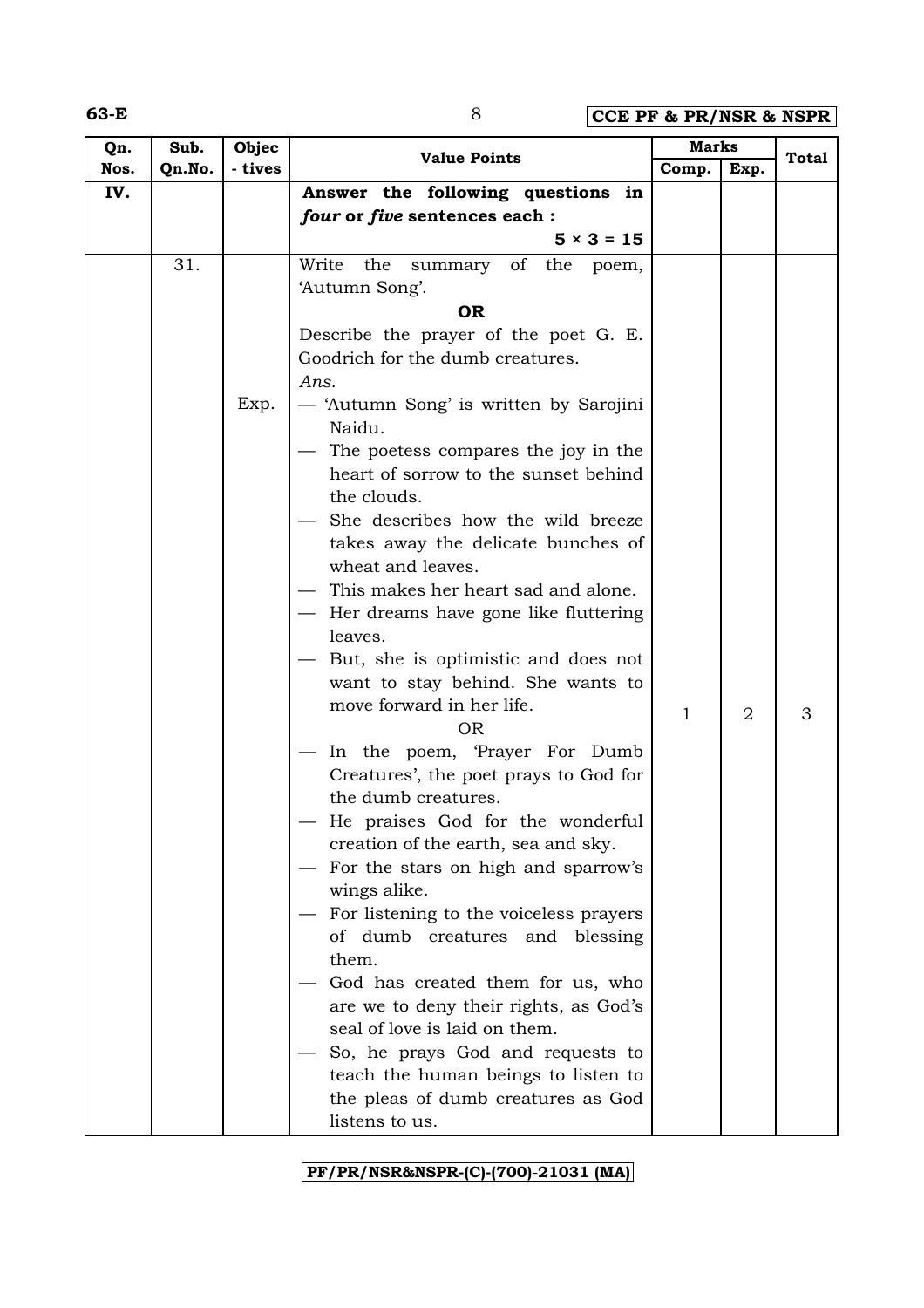| Qn. Nos. | Sub. Qn.No. | Objec - tives | Value Points | Marks | | Total |
|---|---|---|---|---|---|---|
| | | | | Comp. | Exp. | |
| IV. | | | **Answer the following questions in *four* or *five* sentences each :** **5 × 3 = 15** | | | |
| | 31. | Exp. | Write the summary of the poem, 'Autumn Song'. **OR** Describe the prayer of the poet G. E. Goodrich for the dumb creatures. *Ans.* — 'Autumn Song' is written by Sarojini Naidu. — The poetess compares the joy in the heart of sorrow to the sunset behind the clouds. — She describes how the wild breeze takes away the delicate bunches of wheat and leaves. — This makes her heart sad and alone. — Her dreams have gone like fluttering leaves. — But, she is optimistic and does not want to stay behind. She wants to move forward in her life. OR — In the poem, 'Prayer For Dumb Creatures', the poet prays to God for the dumb creatures. — He praises God for the wonderful creation of the earth, sea and sky. — For the stars on high and sparrow's wings alike. — For listening to the voiceless prayers of dumb creatures and blessing them. — God has created them for us, who are we to deny their rights, as God's seal of love is laid on them. — So, he prays God and requests to teach the human beings to listen to the pleas of dumb creatures as God listens to us. | 1 | 2 | 3 |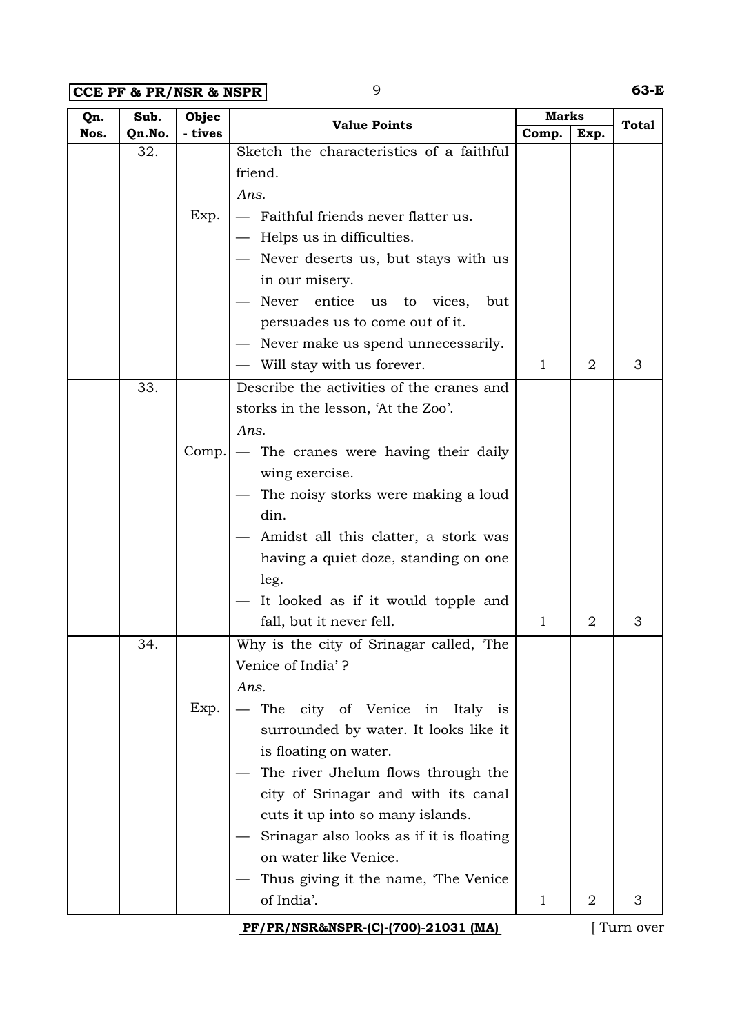| Qn. Nos. | Sub. Qn.No. | Objec - tives | Value Points | Marks | | Total |
|---|---|---|---|---|---|---|
| | | | | Comp. | Exp. | |
| | 32. | Exp. | Sketch the characteristics of a faithful friend.<br>*Ans.*<br>— Faithful friends never flatter us.<br>— Helps us in difficulties.<br>— Never deserts us, but stays with us in our misery.<br>— Never entice us to vices, but persuades us to come out of it.<br>— Never make us spend unnecessarily.<br>— Will stay with us forever. | 1 | 2 | 3 |
| | 33. | Comp. | Describe the activities of the cranes and storks in the lesson, 'At the Zoo'.<br>*Ans.*<br>— The cranes were having their daily wing exercise.<br>— The noisy storks were making a loud din.<br>— Amidst all this clatter, a stork was having a quiet doze, standing on one leg.<br>— It looked as if it would topple and fall, but it never fell. | 1 | 2 | 3 |
| | 34. | Exp. | Why is the city of Srinagar called, 'The Venice of India'?<br>*Ans.*<br>— The city of Venice in Italy is surrounded by water. It looks like it is floating on water.<br>— The river Jhelum flows through the city of Srinagar and with its canal cuts it up into so many islands.<br>— Srinagar also looks as if it is floating on water like Venice.<br>— Thus giving it the name, 'The Venice of India'. | 1 | 2 | 3 |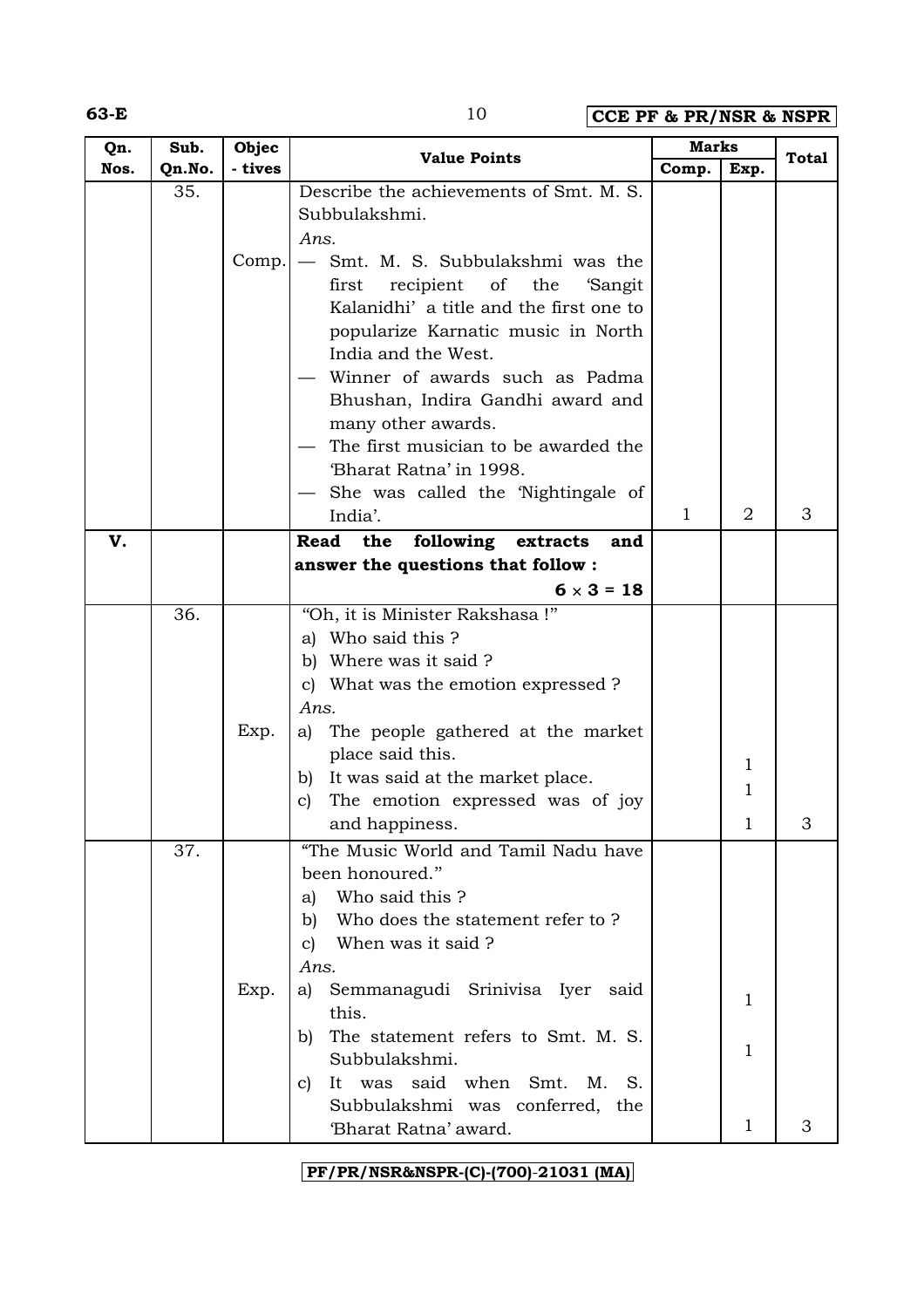| Qn. Nos. | Sub. Qn.No. | Objec - tives | Value Points | Marks | | Total |
|---|---|---|---|---|---|---|
| | | | | Comp. | Exp. | |
| | 35. | Comp. | Describe the achievements of Smt. M. S. Subbulakshmi.<br>*Ans.*<br>— Smt. M. S. Subbulakshmi was the first recipient of the 'Sangit Kalanidhi' a title and the first one to popularize Karnatic music in North India and the West.<br>— Winner of awards such as Padma Bhushan, Indira Gandhi award and many other awards.<br>— The first musician to be awarded the 'Bharat Ratna' in 1998.<br>— She was called the 'Nightingale of India'. | 1 | 2 | 3 |
| **V.** | | | **Read the following extracts and answer the questions that follow :**<br>**6 × 3 = 18** | | | |
| | 36. | Exp. | "Oh, it is Minister Rakshasa !"<br>a) Who said this ?<br>b) Where was it said ?<br>c) What was the emotion expressed ?<br>*Ans.*<br>a) The people gathered at the market place said this.<br>b) It was said at the market place.<br>c) The emotion expressed was of joy and happiness. | | 1<br>1<br>1 | 3 |
| | 37. | Exp. | "The Music World and Tamil Nadu have been honoured."<br>a) Who said this ?<br>b) Who does the statement refer to ?<br>c) When was it said ?<br>*Ans.*<br>a) Semmanagudi Srinivisa Iyer said this.<br>b) The statement refers to Smt. M. S. Subbulakshmi.<br>c) It was said when Smt. M. S. Subbulakshmi was conferred, the 'Bharat Ratna' award. | | 1<br>1<br>1 | 3 |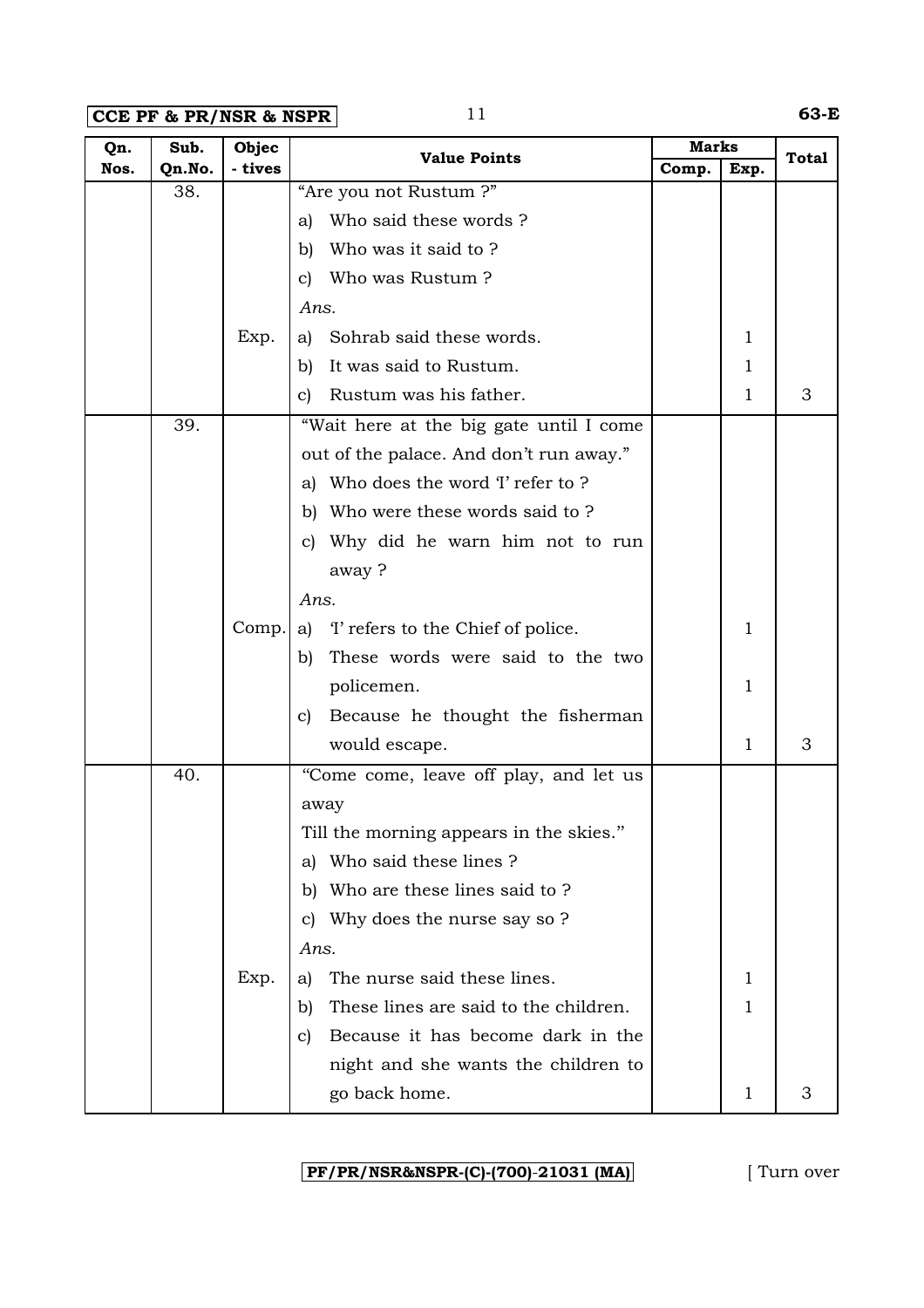| Qn. Nos. | Sub. Qn.No. | Objec - tives | Value Points | Marks | | Total |
|---|---|---|---|---|---|---|
| | | | | Comp. | Exp. | |
| | 38. | | "Are you not Rustum ?" | | | |
| | | | a) Who said these words ? | | | |
| | | | b) Who was it said to ? | | | |
| | | | c) Who was Rustum ? | | | |
| | | | *Ans.* | | | |
| | | Exp. | a) Sohrab said these words. | | 1 | |
| | | | b) It was said to Rustum. | | 1 | |
| | | | c) Rustum was his father. | | 1 | 3 |
| | 39. | | "Wait here at the big gate until I come out of the palace. And don't run away." | | | |
| | | | a) Who does the word 'I' refer to ? | | | |
| | | | b) Who were these words said to ? | | | |
| | | | c) Why did he warn him not to run away ? | | | |
| | | | *Ans.* | | | |
| | | Comp. | a) 'I' refers to the Chief of police. | | 1 | |
| | | | b) These words were said to the two policemen. | | 1 | |
| | | | c) Because he thought the fisherman would escape. | | 1 | 3 |
| | 40. | | "Come come, leave off play, and let us away Till the morning appears in the skies." | | | |
| | | | a) Who said these lines ? | | | |
| | | | b) Who are these lines said to ? | | | |
| | | | c) Why does the nurse say so ? | | | |
| | | | *Ans.* | | | |
| | | Exp. | a) The nurse said these lines. | | 1 | |
| | | | b) These lines are said to the children. | | 1 | |
| | | | c) Because it has become dark in the night and she wants the children to go back home. | | 1 | 3 |

PF/PR/NSR&NSPR-(C)-(700)-21031 (MA)

[ Turn over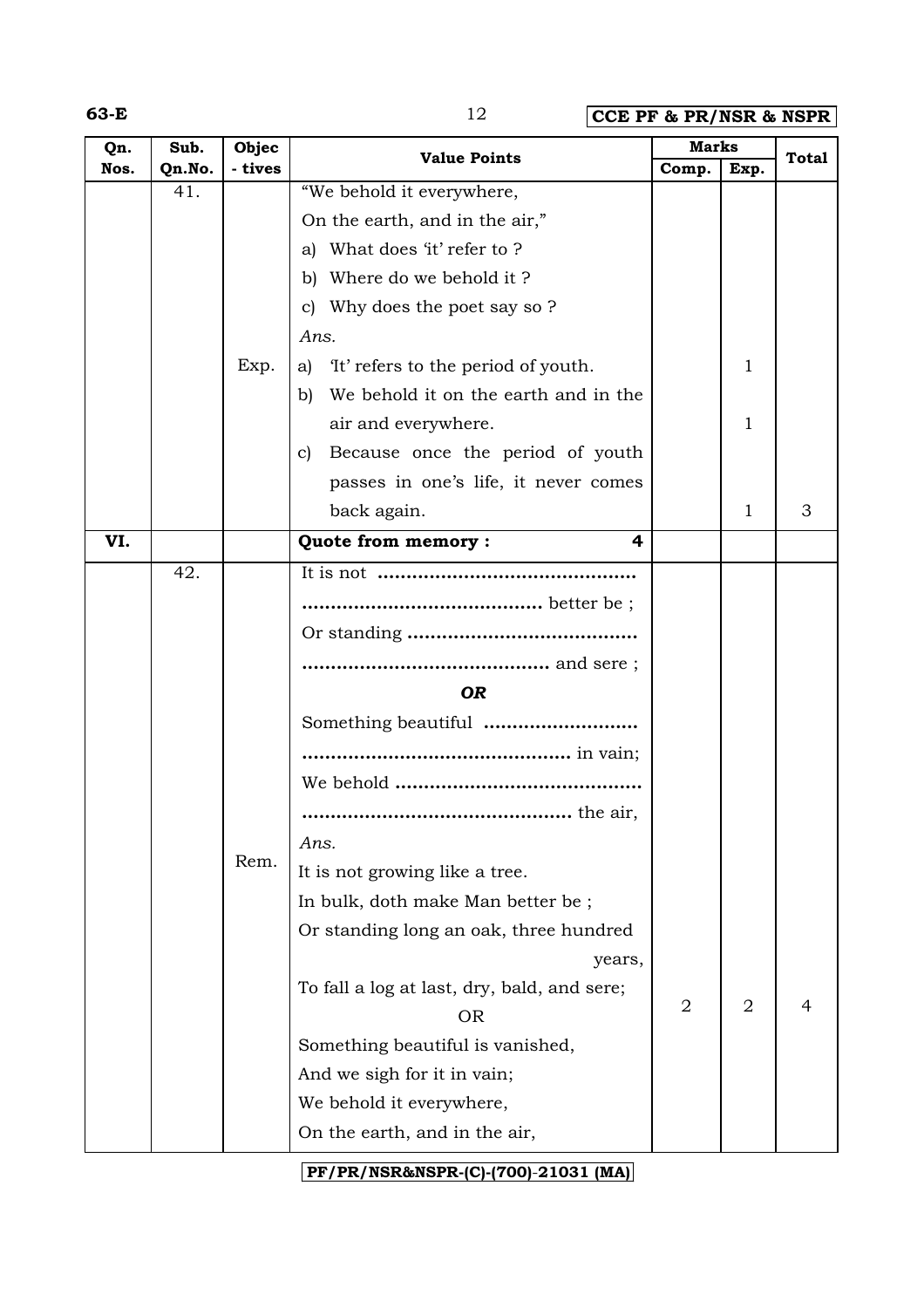| Qn. Nos. | Sub. Qn.No. | Objec - tives | Value Points | Marks | | Total |
|---|---|---|---|---|---|---|
| | | | | Comp. | Exp. | |
| | 41. | | "We behold it everywhere,<br>On the earth, and in the air,"<br>a) What does 'it' refer to ?<br>b) Where do we behold it ?<br>c) Why does the poet say so ?<br>*Ans.* | | | |
| | | Exp. | a) 'It' refers to the period of youth. | | 1 | |
| | | | b) We behold it on the earth and in the air and everywhere. | | 1 | |
| | | | c) Because once the period of youth passes in one's life, it never comes back again. | | 1 | 3 |
| **VI.** | | | **Quote from memory : 4** | | | |
| | 42. | | It is not ............................................<br>........................................ better be ;<br>Or standing ........................................<br>.......................................... and sere ;<br>***OR***<br>Something beautiful ..........................<br>............................................. in vain;<br>We behold ..........................................<br>............................................. the air, | | | |
| | | Rem. | *Ans.*<br>It is not growing like a tree.<br>In bulk, doth make Man better be ;<br>Or standing long an oak, three hundred years,<br>To fall a log at last, dry, bald, and sere;<br>OR<br>Something beautiful is vanished,<br>And we sigh for it in vain;<br>We behold it everywhere,<br>On the earth, and in the air, | 2 | 2 | 4 |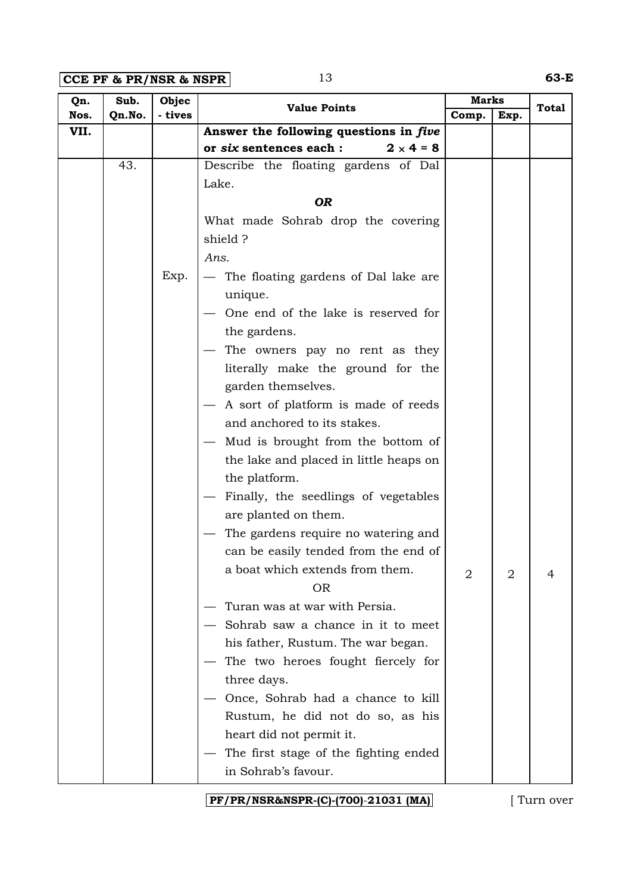| Qn. Nos. | Sub. Qn.No. | Objec - tives | Value Points | Marks | | Total |
|---|---|---|---|---|---|---|
| | | | | Comp. | Exp. | |
| VII. | | | **Answer the following questions in *five* or *six* sentences each : $2 \times 4 = 8$** | | | |
| | 43. | | Describe the floating gardens of Dal Lake.<br>***OR***<br>What made Sohrab drop the covering shield ?<br>*Ans.* | | | |
| | | Exp. | — The floating gardens of Dal lake are unique.<br>— One end of the lake is reserved for the gardens.<br>— The owners pay no rent as they literally make the ground for the garden themselves.<br>— A sort of platform is made of reeds and anchored to its stakes.<br>— Mud is brought from the bottom of the lake and placed in little heaps on the platform.<br>— Finally, the seedlings of vegetables are planted on them.<br>— The gardens require no watering and can be easily tended from the end of a boat which extends from them.<br>OR<br>— Turan was at war with Persia.<br>— Sohrab saw a chance in it to meet his father, Rustum. The war began.<br>— The two heroes fought fiercely for three days.<br>— Once, Sohrab had a chance to kill Rustum, he did not do so, as his heart did not permit it.<br>— The first stage of the fighting ended in Sohrab's favour. | 2 | 2 | 4 |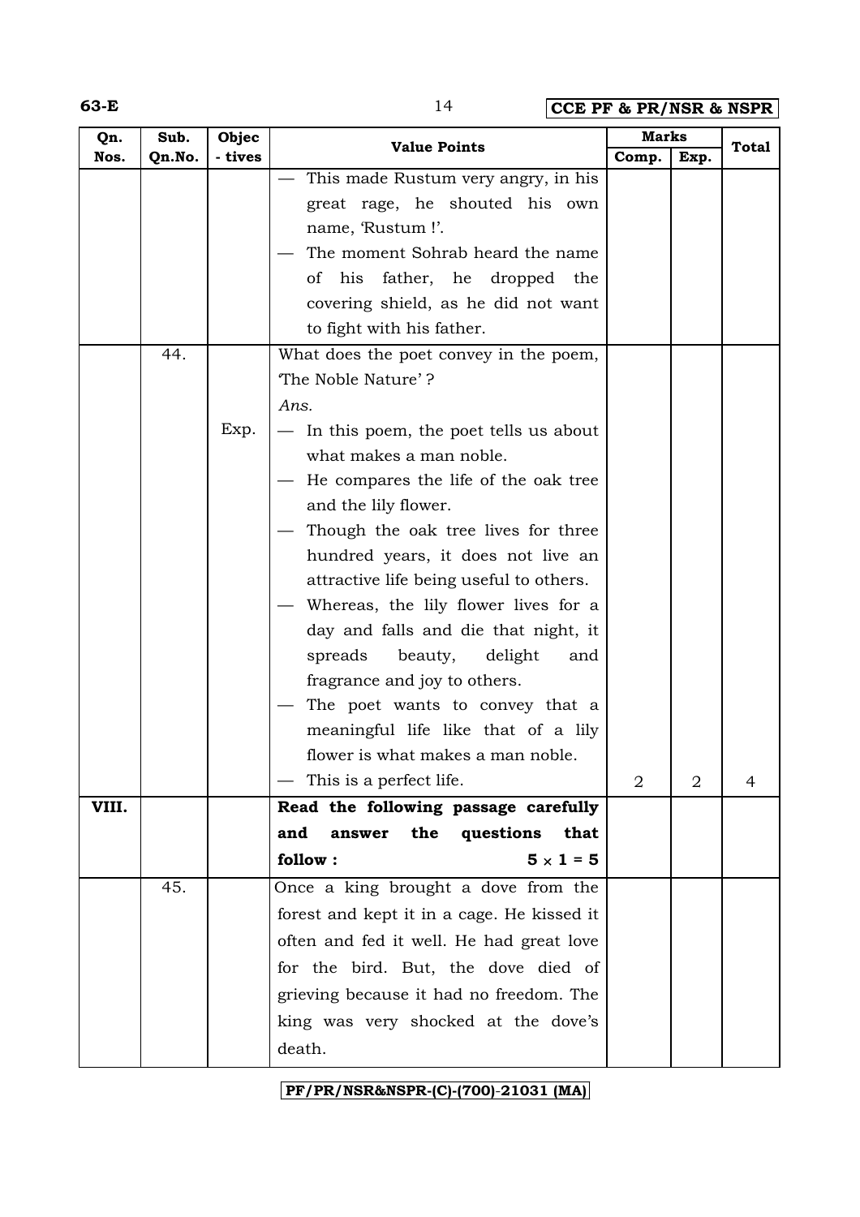| Qn. Nos. | Sub. Qn.No. | Objec - tives | Value Points | Marks | | Total |
|---|---|---|---|---|---|---|
| | | | | Comp. | Exp. | |
| | | | — This made Rustum very angry, in his great rage, he shouted his own name, 'Rustum !'.<br>— The moment Sohrab heard the name of his father, he dropped the covering shield, as he did not want to fight with his father. | | | |
| | 44. | Exp. | What does the poet convey in the poem, 'The Noble Nature' ?<br>*Ans.*<br>— In this poem, the poet tells us about what makes a man noble.<br>— He compares the life of the oak tree and the lily flower.<br>— Though the oak tree lives for three hundred years, it does not live an attractive life being useful to others.<br>— Whereas, the lily flower lives for a day and falls and die that night, it spreads beauty, delight and fragrance and joy to others.<br>— The poet wants to convey that a meaningful life like that of a lily flower is what makes a man noble.<br>— This is a perfect life. | 2 | 2 | 4 |
| **VIII.** | | | **Read the following passage carefully and answer the questions that follow :** **$5 \times 1 = 5$** | | | |
| | 45. | | Once a king brought a dove from the forest and kept it in a cage. He kissed it often and fed it well. He had great love for the bird. But, the dove died of grieving because it had no freedom. The king was very shocked at the dove's death. | | | |

PF/PR/NSR&NSPR-(C)-(700)-21031 (MA)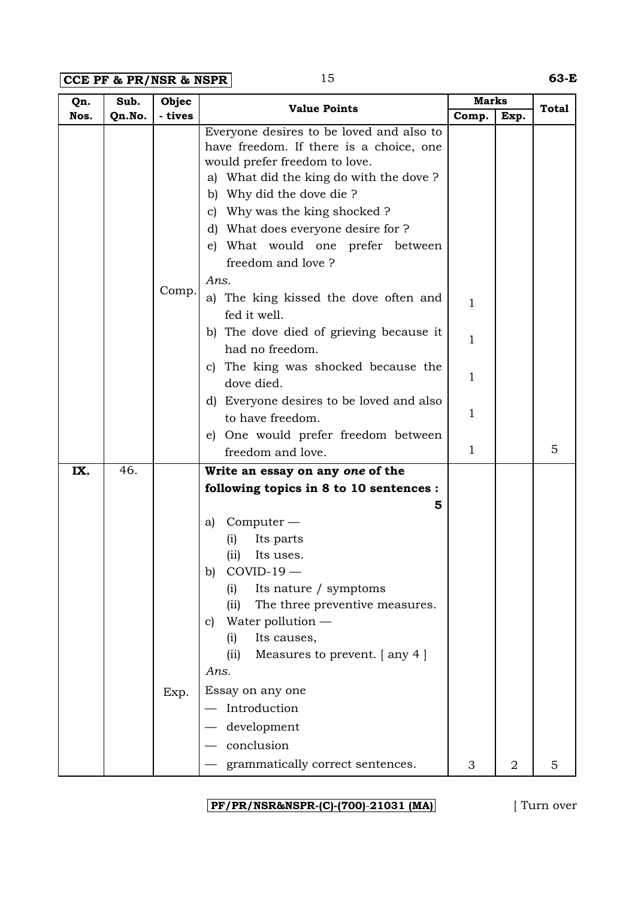| Qn. Nos. | Sub. Qn.No. | Objec - tives | Value Points | Marks | | Total |
|---|---|---|---|---|---|---|
| | | | | Comp. | Exp. | |
| | | Comp. | Everyone desires to be loved and also to have freedom. If there is a choice, one would prefer freedom to love.<br>a) What did the king do with the dove ?<br>b) Why did the dove die ?<br>c) Why was the king shocked ?<br>d) What does everyone desire for ?<br>e) What would one prefer between freedom and love ?<br>*Ans.* | | | |
| | | | a) The king kissed the dove often and fed it well. | 1 | | |
| | | | b) The dove died of grieving because it had no freedom. | 1 | | |
| | | | c) The king was shocked because the dove died. | 1 | | |
| | | | d) Everyone desires to be loved and also to have freedom. | 1 | | |
| | | | e) One would prefer freedom between freedom and love. | 1 | | 5 |
| IX. | 46. | | **Write an essay on any *one* of the following topics in 8 to 10 sentences : 5**<br>a) Computer —<br>(i) Its parts<br>(ii) Its uses.<br>b) COVID-19 —<br>(i) Its nature / symptoms<br>(ii) The three preventive measures.<br>c) Water pollution —<br>(i) Its causes,<br>(ii) Measures to prevent. [ any 4 ]<br>*Ans.* | | | |
| | | Exp. | Essay on any one<br>— Introduction<br>— development<br>— conclusion<br>— grammatically correct sentences. | 3 | 2 | 5 |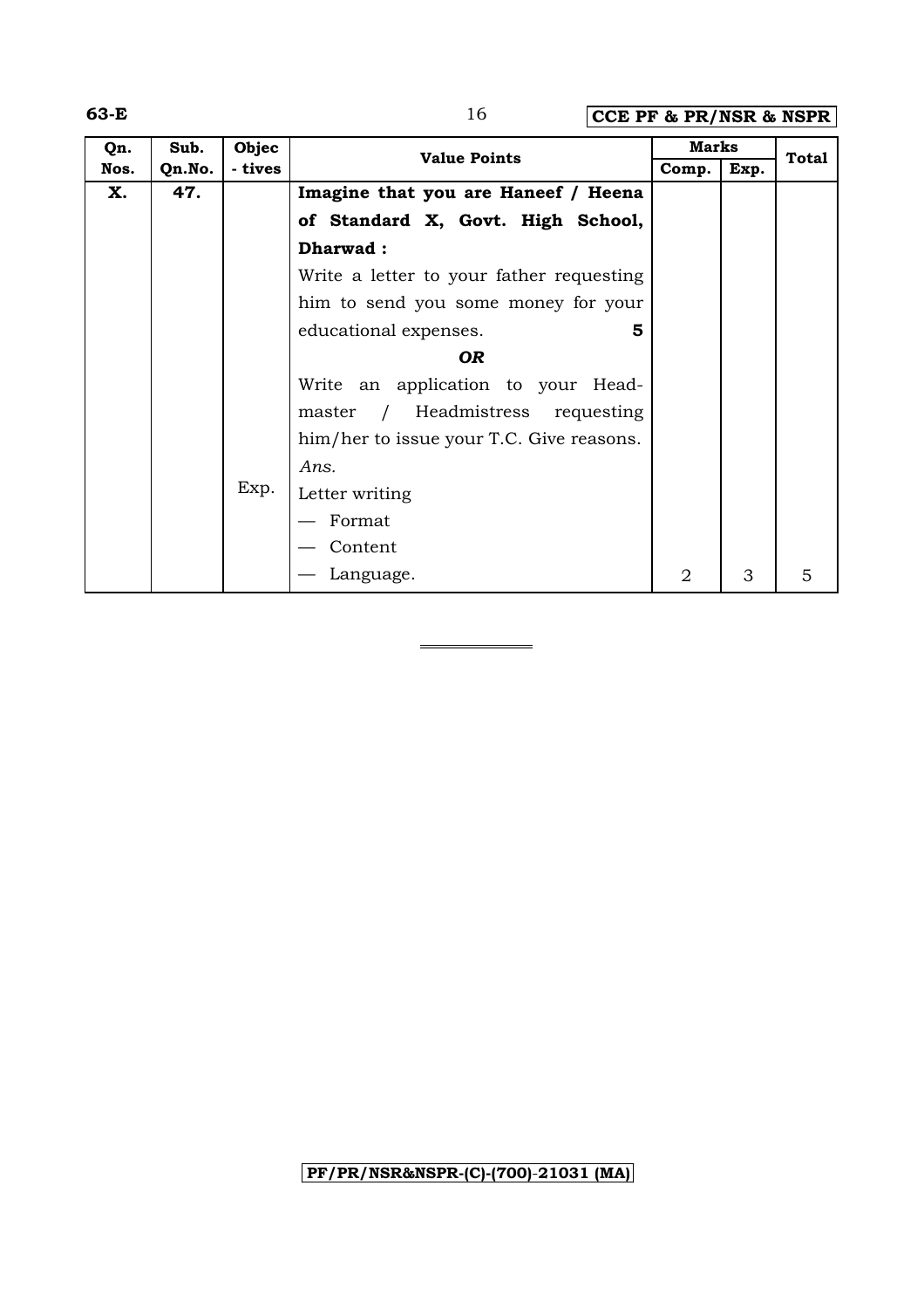| Qn. Nos. | Sub. Qn.No. | Objec - tives | Value Points | Marks | | Total |
|---|---|---|---|---|---|---|
| | | | | Comp. | Exp. | |
| **X.** | **47.** | | **Imagine that you are Haneef / Heena of Standard X, Govt. High School, Dharwad :**<br>Write a letter to your father requesting him to send you some money for your educational expenses. **5**<br>***OR***<br>Write an application to your Head-master / Headmistress requesting him/her to issue your T.C. Give reasons.<br>*Ans.* | | | |
| | | Exp. | Letter writing<br>— Format<br>— Content<br>— Language. | 2 | 3 | 5 |

PF/PR/NSR&NSPR-(C)-(700)-21031 (MA)